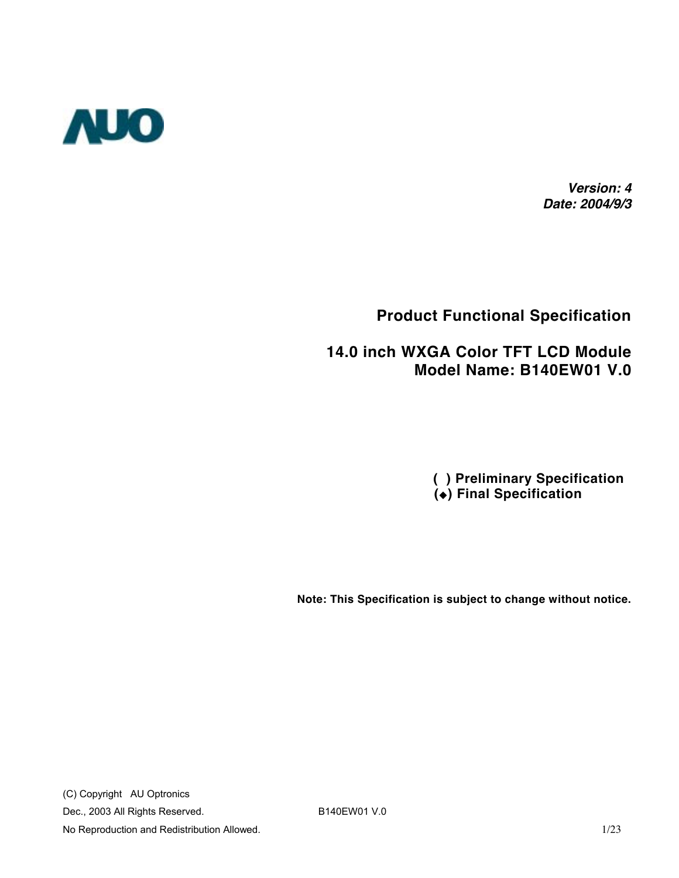AUO

***Version: 4***
***Date: 2004/9/3***

## Product Functional Specification

## 14.0 inch WXGA Color TFT LCD Module
## Model Name: B140EW01 V.0

**( ) Preliminary Specification**
**(◆) Final Specification**

**Note: This Specification is subject to change without notice.**

(C) Copyright AU Optronics
Dec., 2003 All Rights Reserved.
No Reproduction and Redistribution Allowed.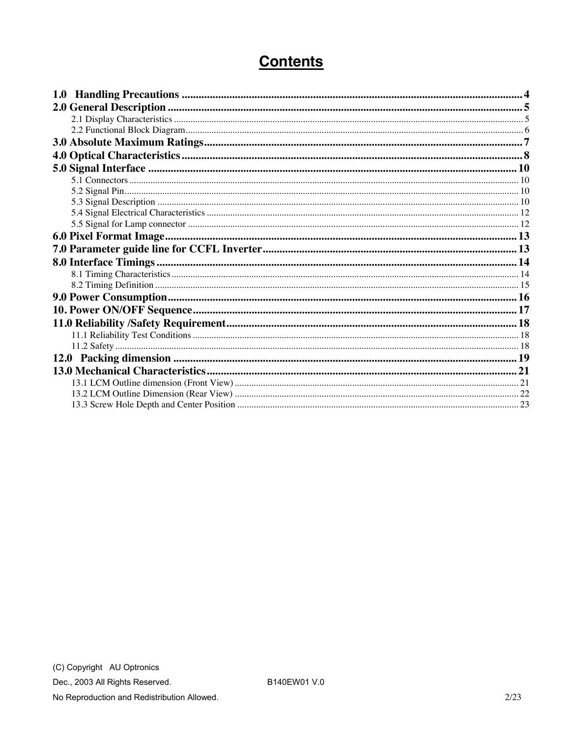# Contents

**1.0 Handling Precautions** .......... 4

**2.0 General Description** .......... 5

- 2.1 Display Characteristics .......... 5
- 2.2 Functional Block Diagram .......... 6

**3.0 Absolute Maximum Ratings** .......... 7

**4.0 Optical Characteristics** .......... 8

**5.0 Signal Interface** .......... 10

- 5.1 Connectors .......... 10
- 5.2 Signal Pin .......... 10
- 5.3 Signal Description .......... 10
- 5.4 Signal Electrical Characteristics .......... 12
- 5.5 Signal for Lamp connector .......... 12

**6.0 Pixel Format Image** .......... 13

**7.0 Parameter guide line for CCFL Inverter** .......... 13

**8.0 Interface Timings** .......... 14

- 8.1 Timing Characteristics .......... 14
- 8.2 Timing Definition .......... 15

**9.0 Power Consumption** .......... 16

**10. Power ON/OFF Sequence** .......... 17

**11.0 Reliability /Safety Requirement** .......... 18

- 11.1 Reliability Test Conditions .......... 18
- 11.2 Safety .......... 18

**12.0 Packing dimension** .......... 19

**13.0 Mechanical Characteristics** .......... 21

- 13.1 LCM Outline dimension (Front View) .......... 21
- 13.2 LCM Outline Dimension (Rear View) .......... 22
- 13.3 Screw Hole Depth and Center Position .......... 23

(C) Copyright AU Optronics

Dec., 2003 All Rights Reserved. B140EW01 V.0

No Reproduction and Redistribution Allowed.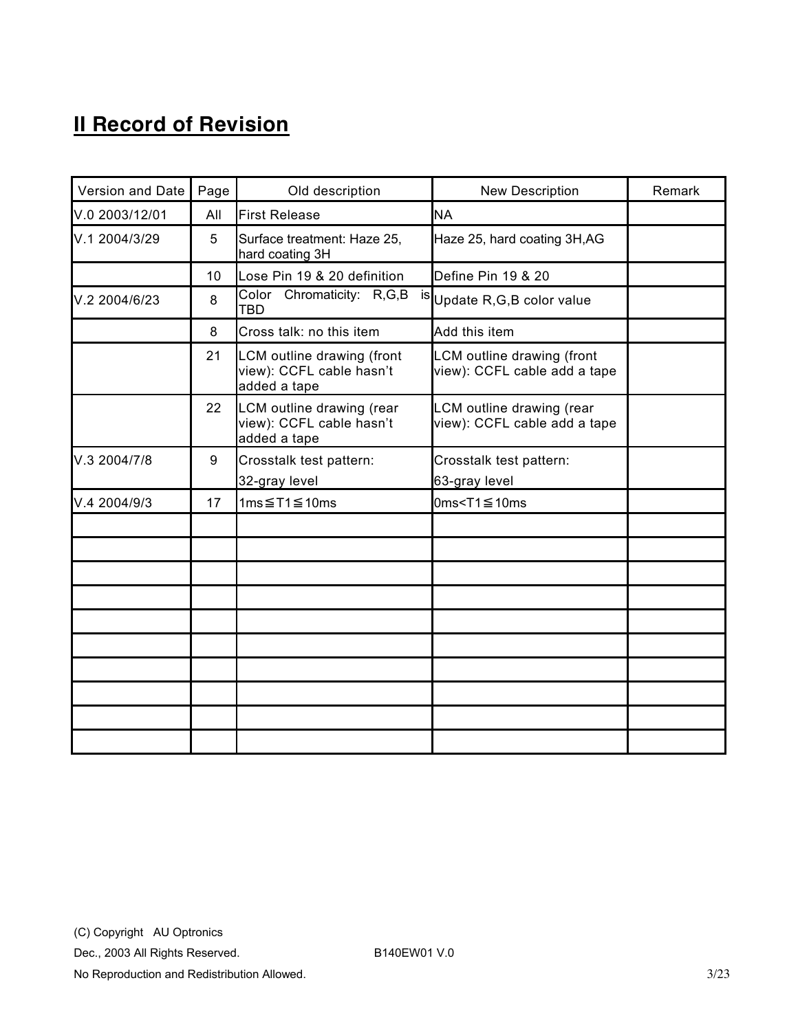## II Record of Revision

| Version and Date | Page | Old description | New Description | Remark |
|---|---|---|---|---|
| V.0 2003/12/01 | All | First Release | NA | |
| V.1 2004/3/29 | 5 | Surface treatment: Haze 25, hard coating 3H | Haze 25, hard coating 3H,AG | |
| | 10 | Lose Pin 19 & 20 definition | Define Pin 19 & 20 | |
| V.2 2004/6/23 | 8 | Color Chromaticity: R,G,B is TBD | Update R,G,B color value | |
| | 8 | Cross talk: no this item | Add this item | |
| | 21 | LCM outline drawing (front view): CCFL cable hasn't added a tape | LCM outline drawing (front view): CCFL cable add a tape | |
| | 22 | LCM outline drawing (rear view): CCFL cable hasn't added a tape | LCM outline drawing (rear view): CCFL cable add a tape | |
| V.3 2004/7/8 | 9 | Crosstalk test pattern: 32-gray level | Crosstalk test pattern: 63-gray level | |
| V.4 2004/9/3 | 17 | 1ms≦T1≦10ms | 0ms<T1≦10ms | |
| | | | | |
| | | | | |
| | | | | |
| | | | | |
| | | | | |
| | | | | |
| | | | | |
| | | | | |
| | | | | |
| | | | | |

(C) Copyright AU Optronics
Dec., 2003 All Rights Reserved. B140EW01 V.0
No Reproduction and Redistribution Allowed.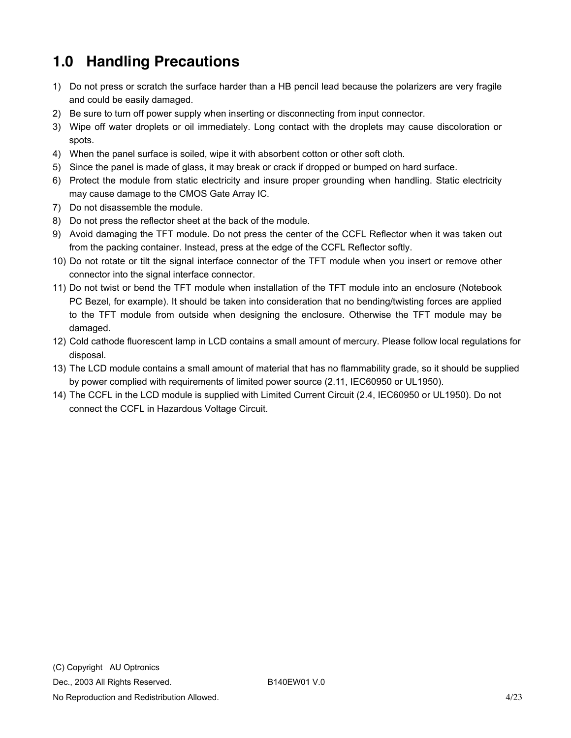# 1.0 Handling Precautions

1) Do not press or scratch the surface harder than a HB pencil lead because the polarizers are very fragile and could be easily damaged.
2) Be sure to turn off power supply when inserting or disconnecting from input connector.
3) Wipe off water droplets or oil immediately. Long contact with the droplets may cause discoloration or spots.
4) When the panel surface is soiled, wipe it with absorbent cotton or other soft cloth.
5) Since the panel is made of glass, it may break or crack if dropped or bumped on hard surface.
6) Protect the module from static electricity and insure proper grounding when handling. Static electricity may cause damage to the CMOS Gate Array IC.
7) Do not disassemble the module.
8) Do not press the reflector sheet at the back of the module.
9) Avoid damaging the TFT module. Do not press the center of the CCFL Reflector when it was taken out from the packing container. Instead, press at the edge of the CCFL Reflector softly.
10) Do not rotate or tilt the signal interface connector of the TFT module when you insert or remove other connector into the signal interface connector.
11) Do not twist or bend the TFT module when installation of the TFT module into an enclosure (Notebook PC Bezel, for example). It should be taken into consideration that no bending/twisting forces are applied to the TFT module from outside when designing the enclosure. Otherwise the TFT module may be damaged.
12) Cold cathode fluorescent lamp in LCD contains a small amount of mercury. Please follow local regulations for disposal.
13) The LCD module contains a small amount of material that has no flammability grade, so it should be supplied by power complied with requirements of limited power source (2.11, IEC60950 or UL1950).
14) The CCFL in the LCD module is supplied with Limited Current Circuit (2.4, IEC60950 or UL1950). Do not connect the CCFL in Hazardous Voltage Circuit.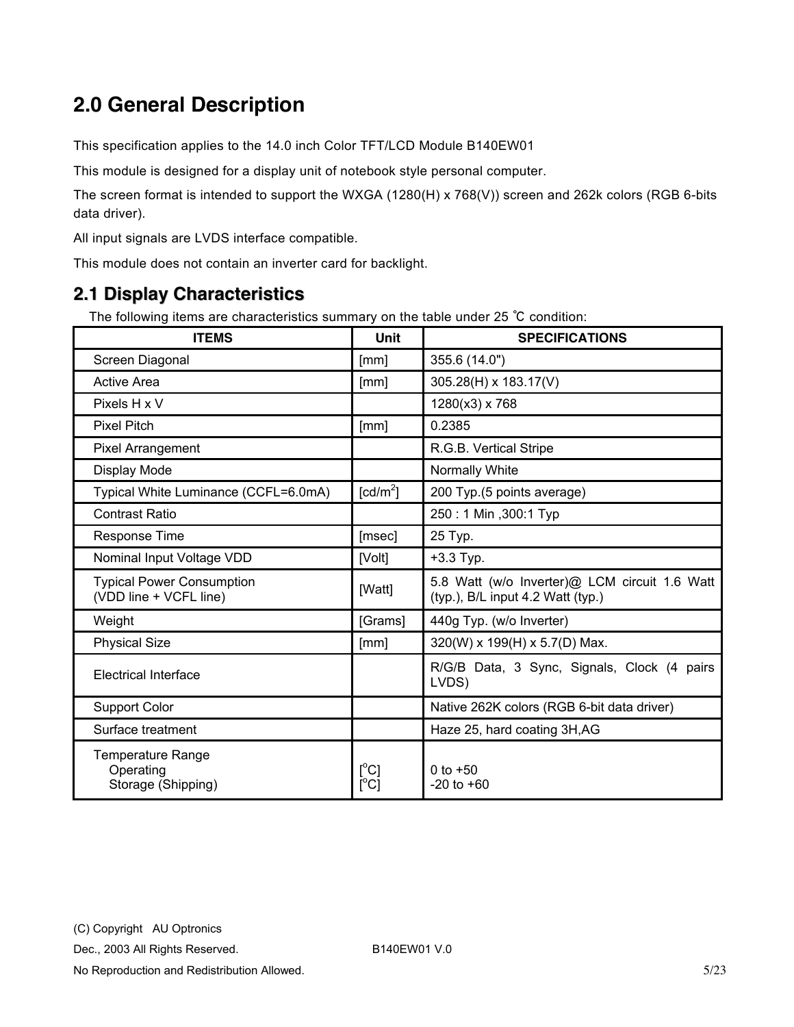# 2.0 General Description

This specification applies to the 14.0 inch Color TFT/LCD Module B140EW01

This module is designed for a display unit of notebook style personal computer.

The screen format is intended to support the WXGA (1280(H) x 768(V)) screen and 262k colors (RGB 6-bits data driver).

All input signals are LVDS interface compatible.

This module does not contain an inverter card for backlight.

## 2.1 Display Characteristics

The following items are characteristics summary on the table under 25 ℃ condition:

| ITEMS | Unit | SPECIFICATIONS |
|---|---|---|
| Screen Diagonal | [mm] | 355.6 (14.0") |
| Active Area | [mm] | 305.28(H) x 183.17(V) |
| Pixels H x V | | 1280(x3) x 768 |
| Pixel Pitch | [mm] | 0.2385 |
| Pixel Arrangement | | R.G.B. Vertical Stripe |
| Display Mode | | Normally White |
| Typical White Luminance (CCFL=6.0mA) | [cd/m$^2$] | 200 Typ.(5 points average) |
| Contrast Ratio | | 250 : 1 Min ,300:1 Typ |
| Response Time | [msec] | 25 Typ. |
| Nominal Input Voltage VDD | [Volt] | +3.3 Typ. |
| Typical Power Consumption (VDD line + VCFL line) | [Watt] | 5.8 Watt (w/o Inverter)@ LCM circuit 1.6 Watt (typ.), B/L input 4.2 Watt (typ.) |
| Weight | [Grams] | 440g Typ. (w/o Inverter) |
| Physical Size | [mm] | 320(W) x 199(H) x 5.7(D) Max. |
| Electrical Interface | | R/G/B Data, 3 Sync, Signals, Clock (4 pairs LVDS) |
| Support Color | | Native 262K colors (RGB 6-bit data driver) |
| Surface treatment | | Haze 25, hard coating 3H,AG |
| Temperature Range<br>Operating<br>Storage (Shipping) | <br>[$^o$C]<br>[$^o$C] | <br>0 to +50<br>-20 to +60 |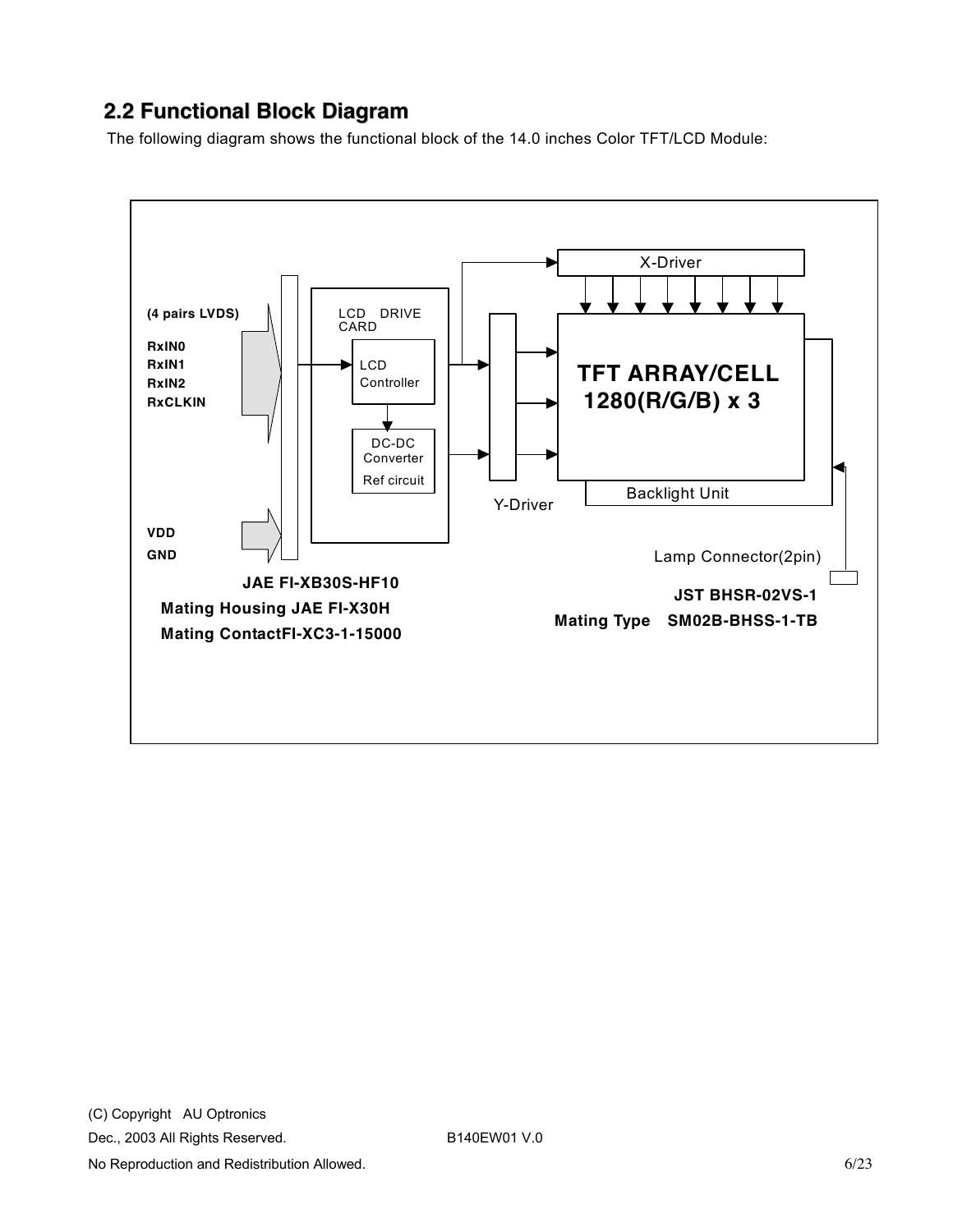## 2.2 Functional Block Diagram

The following diagram shows the functional block of the 14.0 inches Color TFT/LCD Module:

(4 pairs LVDS)

RxIN0
RxIN1
RxIN2
RxCLKIN

VDD
GND

LCD DRIVE CARD

LCD Controller

DC-DC Converter
Ref circuit

X-Driver

Y-Driver

TFT ARRAY/CELL
1280(R/G/B) x 3

Backlight Unit

Lamp Connector(2pin)

**JAE FI-XB30S-HF10**
**Mating Housing JAE FI-X30H**
**Mating ContactFI-XC3-1-15000**

**JST BHSR-02VS-1**
**Mating Type SM02B-BHSS-1-TB**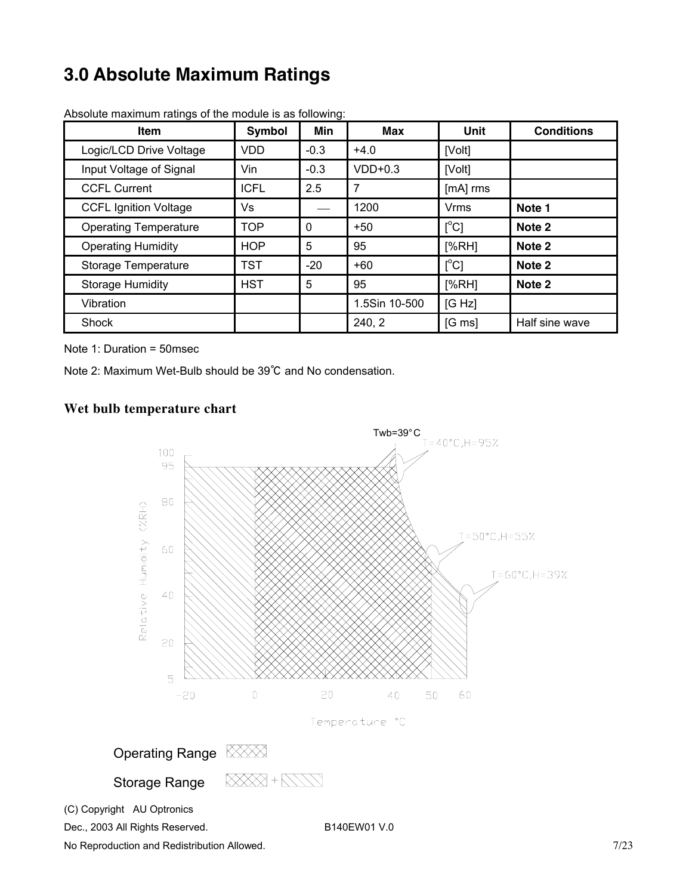# 3.0 Absolute Maximum Ratings

Absolute maximum ratings of the module is as following:

| Item | Symbol | Min | Max | Unit | Conditions |
|---|---|---|---|---|---|
| Logic/LCD Drive Voltage | VDD | -0.3 | +4.0 | [Volt] | |
| Input Voltage of Signal | Vin | -0.3 | VDD+0.3 | [Volt] | |
| CCFL Current | ICFL | 2.5 | 7 | [mA] rms | |
| CCFL Ignition Voltage | Vs | — | 1200 | Vrms | **Note 1** |
| Operating Temperature | TOP | 0 | +50 | [$^o$C] | **Note 2** |
| Operating Humidity | HOP | 5 | 95 | [%RH] | **Note 2** |
| Storage Temperature | TST | -20 | +60 | [$^o$C] | **Note 2** |
| Storage Humidity | HST | 5 | 95 | [%RH] | **Note 2** |
| Vibration | | | 1.5Sin 10-500 | [G Hz] | |
| Shock | | | 240, 2 | [G ms] | Half sine wave |

Note 1: Duration = 50msec

Note 2: Maximum Wet-Bulb should be 39℃ and No condensation.

### Wet bulb temperature chart

Twb=39°C
T=40°C,H=95%
T=50°C,H=55%
T=60°C,H=39%

Relative Humidity (%RH)

Temperature °C

Operating Range

Storage Range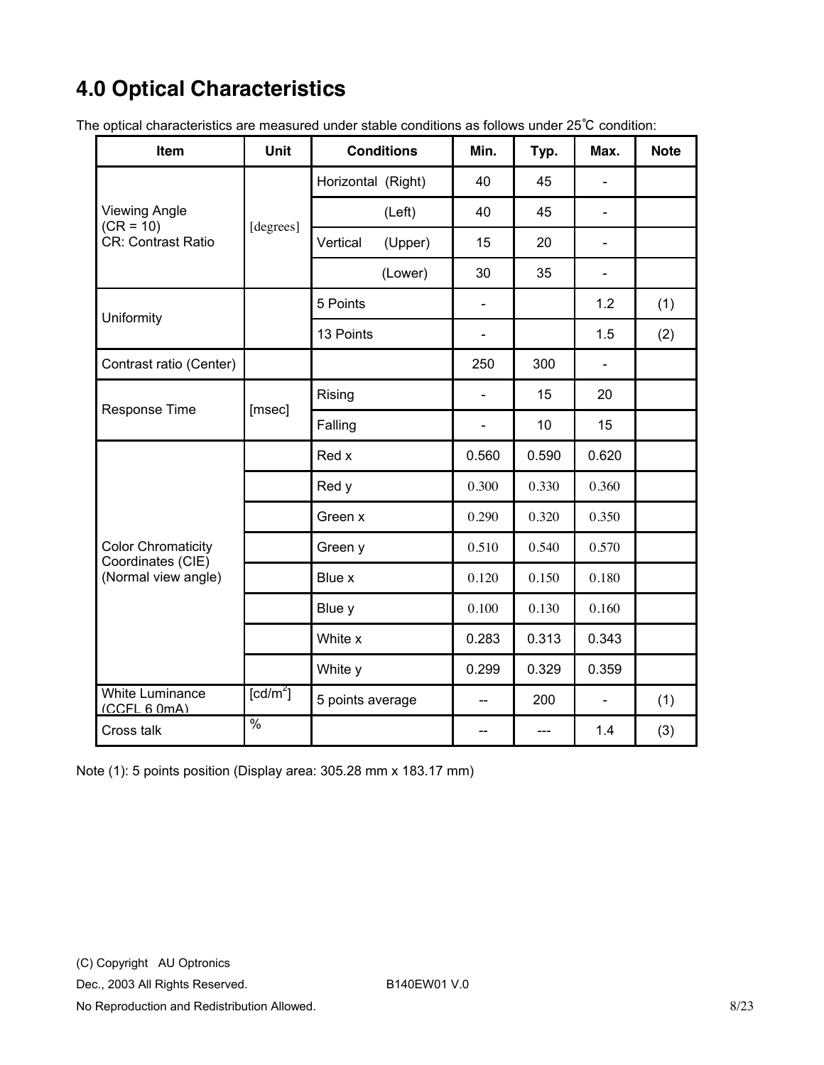# 4.0 Optical Characteristics

The optical characteristics are measured under stable conditions as follows under 25℃ condition:

| Item | Unit | Conditions | Min. | Typ. | Max. | Note |
|---|---|---|---|---|---|---|
| Viewing Angle (CR = 10) CR: Contrast Ratio | [degrees] | Horizontal (Right) | 40 | 45 | - | |
| | | (Left) | 40 | 45 | - | |
| | | Vertical (Upper) | 15 | 20 | - | |
| | | (Lower) | 30 | 35 | - | |
| Uniformity | | 5 Points | - | | 1.2 | (1) |
| | | 13 Points | - | | 1.5 | (2) |
| Contrast ratio (Center) | | | 250 | 300 | - | |
| Response Time | [msec] | Rising | - | 15 | 20 | |
| | | Falling | - | 10 | 15 | |
| Color Chromaticity Coordinates (CIE) (Normal view angle) | | Red x | 0.560 | 0.590 | 0.620 | |
| | | Red y | 0.300 | 0.330 | 0.360 | |
| | | Green x | 0.290 | 0.320 | 0.350 | |
| | | Green y | 0.510 | 0.540 | 0.570 | |
| | | Blue x | 0.120 | 0.150 | 0.180 | |
| | | Blue y | 0.100 | 0.130 | 0.160 | |
| | | White x | 0.283 | 0.313 | 0.343 | |
| | | White y | 0.299 | 0.329 | 0.359 | |
| White Luminance (CCFL 6.0mA) | [cd/m$^2$] | 5 points average | -- | 200 | - | (1) |
| Cross talk | % | | -- | --- | 1.4 | (3) |

Note (1): 5 points position (Display area: 305.28 mm x 183.17 mm)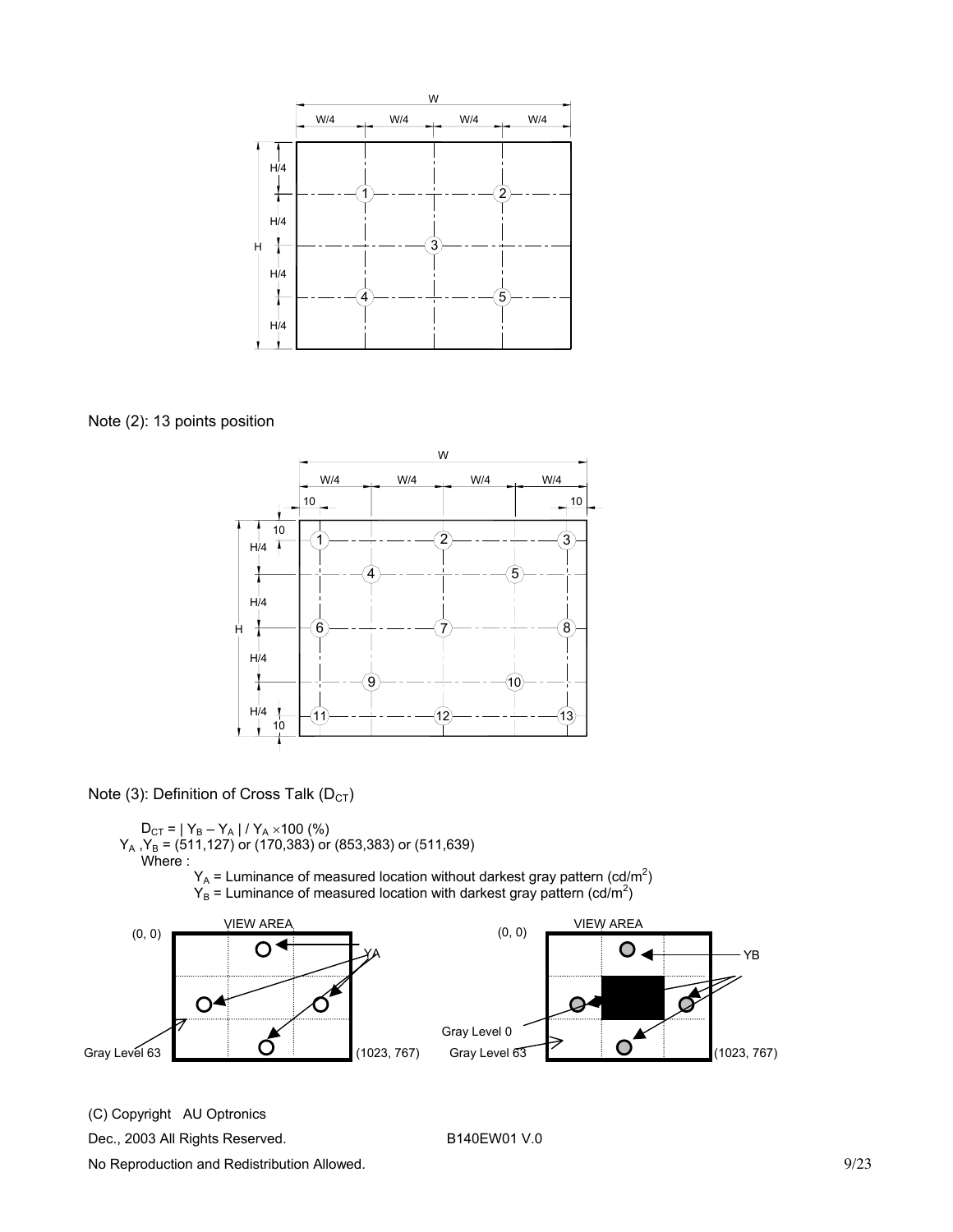Note (2): 13 points position

Note (3): Definition of Cross Talk ($D_{CT}$)

$D_{CT} = | Y_B - Y_A | / Y_A \times 100$ (%)

$Y_A$ ,$Y_B$ = (511,127) or (170,383) or (853,383) or (511,639)

Where :

$Y_A$ = Luminance of measured location without darkest gray pattern (cd/m$^2$)

$Y_B$ = Luminance of measured location with darkest gray pattern (cd/m$^2$)

(C) Copyright AU Optronics

Dec., 2003 All Rights Reserved. B140EW01 V.0

No Reproduction and Redistribution Allowed.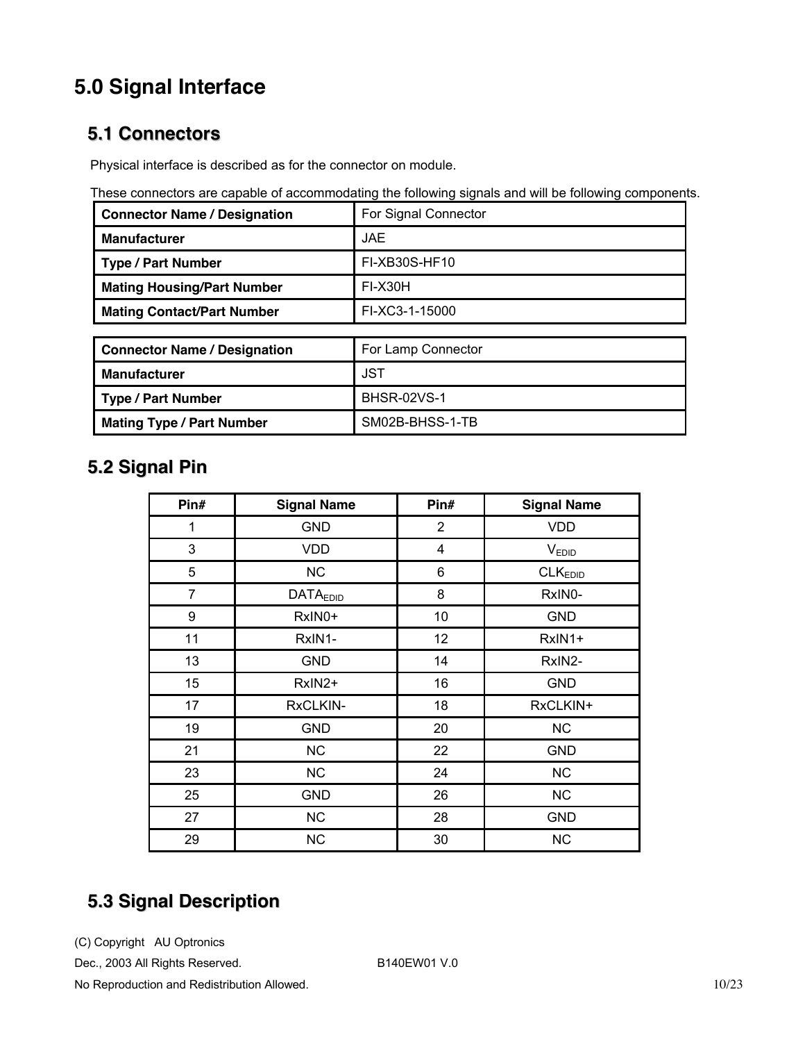# 5.0 Signal Interface

## 5.1 Connectors

Physical interface is described as for the connector on module.

These connectors are capable of accommodating the following signals and will be following components.

| Connector Name / Designation | For Signal Connector |
|---|---|
| Manufacturer | JAE |
| Type / Part Number | FI-XB30S-HF10 |
| Mating Housing/Part Number | FI-X30H |
| Mating Contact/Part Number | FI-XC3-1-15000 |

| Connector Name / Designation | For Lamp Connector |
|---|---|
| Manufacturer | JST |
| Type / Part Number | BHSR-02VS-1 |
| Mating Type / Part Number | SM02B-BHSS-1-TB |

## 5.2 Signal Pin

| Pin# | Signal Name | Pin# | Signal Name |
|---|---|---|---|
| 1 | GND | 2 | VDD |
| 3 | VDD | 4 | $V_{EDID}$ |
| 5 | NC | 6 | $CLK_{EDID}$ |
| 7 | $DATA_{EDID}$ | 8 | RxIN0- |
| 9 | RxIN0+ | 10 | GND |
| 11 | RxIN1- | 12 | RxIN1+ |
| 13 | GND | 14 | RxIN2- |
| 15 | RxIN2+ | 16 | GND |
| 17 | RxCLKIN- | 18 | RxCLKIN+ |
| 19 | GND | 20 | NC |
| 21 | NC | 22 | GND |
| 23 | NC | 24 | NC |
| 25 | GND | 26 | NC |
| 27 | NC | 28 | GND |
| 29 | NC | 30 | NC |

## 5.3 Signal Description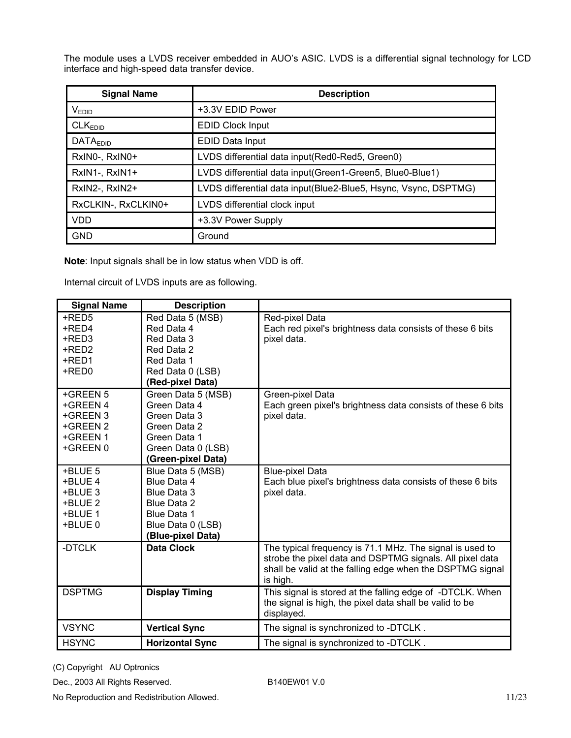The module uses a LVDS receiver embedded in AUO's ASIC. LVDS is a differential signal technology for LCD interface and high-speed data transfer device.

| Signal Name | Description |
|---|---|
| $V_{EDID}$ | +3.3V EDID Power |
| $CLK_{EDID}$ | EDID Clock Input |
| $DATA_{EDID}$ | EDID Data Input |
| RxIN0-, RxIN0+ | LVDS differential data input(Red0-Red5, Green0) |
| RxIN1-, RxIN1+ | LVDS differential data input(Green1-Green5, Blue0-Blue1) |
| RxIN2-, RxIN2+ | LVDS differential data input(Blue2-Blue5, Hsync, Vsync, DSPTMG) |
| RxCLKIN-, RxCLKIN0+ | LVDS differential clock input |
| VDD | +3.3V Power Supply |
| GND | Ground |

**Note**: Input signals shall be in low status when VDD is off.

Internal circuit of LVDS inputs are as following.

| Signal Name | Description | |
|---|---|---|
| +RED5<br>+RED4<br>+RED3<br>+RED2<br>+RED1<br>+RED0 | Red Data 5 (MSB)<br>Red Data 4<br>Red Data 3<br>Red Data 2<br>Red Data 1<br>Red Data 0 (LSB)<br>**(Red-pixel Data)** | Red-pixel Data<br>Each red pixel's brightness data consists of these 6 bits pixel data. |
| +GREEN 5<br>+GREEN 4<br>+GREEN 3<br>+GREEN 2<br>+GREEN 1<br>+GREEN 0 | Green Data 5 (MSB)<br>Green Data 4<br>Green Data 3<br>Green Data 2<br>Green Data 1<br>Green Data 0 (LSB)<br>**(Green-pixel Data)** | Green-pixel Data<br>Each green pixel's brightness data consists of these 6 bits pixel data. |
| +BLUE 5<br>+BLUE 4<br>+BLUE 3<br>+BLUE 2<br>+BLUE 1<br>+BLUE 0 | Blue Data 5 (MSB)<br>Blue Data 4<br>Blue Data 3<br>Blue Data 2<br>Blue Data 1<br>Blue Data 0 (LSB)<br>**(Blue-pixel Data)** | Blue-pixel Data<br>Each blue pixel's brightness data consists of these 6 bits pixel data. |
| -DTCLK | **Data Clock** | The typical frequency is 71.1 MHz. The signal is used to strobe the pixel data and DSPTMG signals. All pixel data shall be valid at the falling edge when the DSPTMG signal is high. |
| DSPTMG | **Display Timing** | This signal is stored at the falling edge of -DTCLK. When the signal is high, the pixel data shall be valid to be displayed. |
| VSYNC | **Vertical Sync** | The signal is synchronized to -DTCLK . |
| HSYNC | **Horizontal Sync** | The signal is synchronized to -DTCLK . |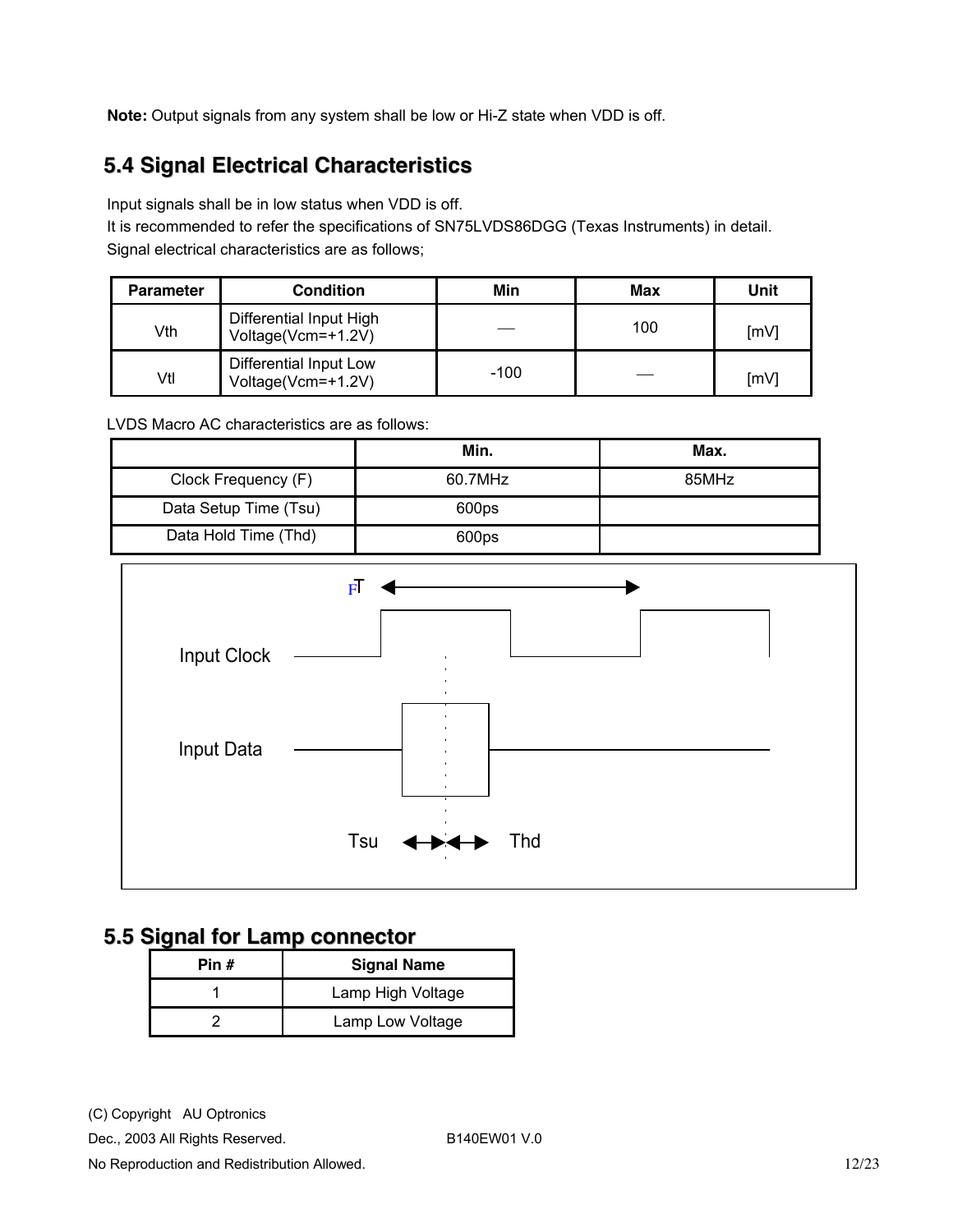**Note:** Output signals from any system shall be low or Hi-Z state when VDD is off.

## 5.4 Signal Electrical Characteristics

Input signals shall be in low status when VDD is off.
It is recommended to refer the specifications of SN75LVDS86DGG (Texas Instruments) in detail.
Signal electrical characteristics are as follows;

| Parameter | Condition | Min | Max | Unit |
|---|---|---|---|---|
| Vth | Differential Input High Voltage(Vcm=+1.2V) | — | 100 | [mV] |
| Vtl | Differential Input Low Voltage(Vcm=+1.2V) | -100 | — | [mV] |

LVDS Macro AC characteristics are as follows:

| | Min. | Max. |
|---|---|---|
| Clock Frequency (F) | 60.7MHz | 85MHz |
| Data Setup Time (Tsu) | 600ps | |
| Data Hold Time (Thd) | 600ps | |

FT

Input Clock

Input Data

Tsu Thd

## 5.5 Signal for Lamp connector

| Pin # | Signal Name |
|---|---|
| 1 | Lamp High Voltage |
| 2 | Lamp Low Voltage |

(C) Copyright AU Optronics
Dec., 2003 All Rights Reserved. B140EW01 V.0
No Reproduction and Redistribution Allowed.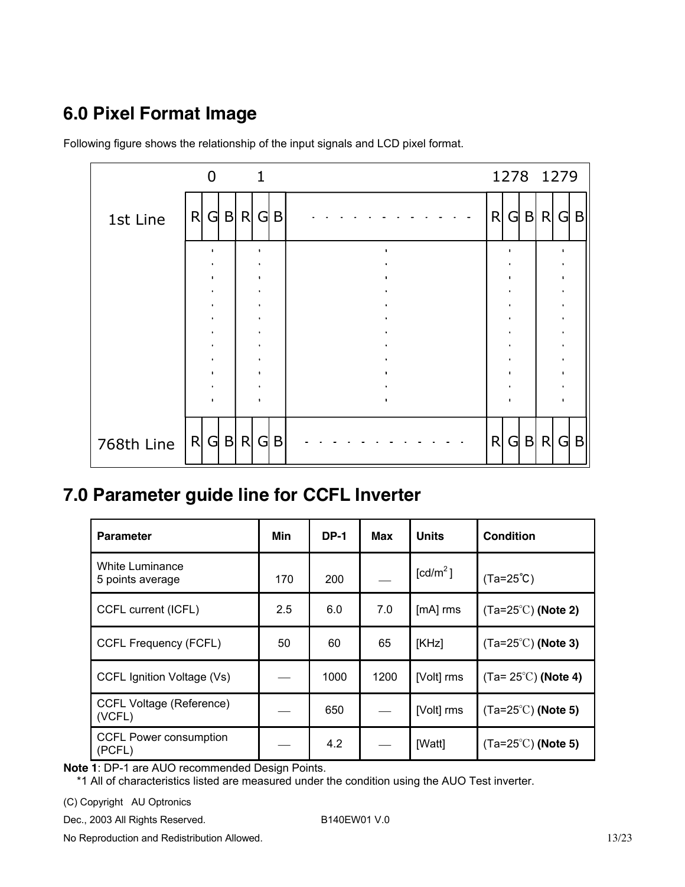## 6.0 Pixel Format Image

Following figure shows the relationship of the input signals and LCD pixel format.

| | 0 | | | 1 | | | | 1278 | | | 1279 | | |
|---|---|---|---|---|---|---|---|---|---|---|---|---|---|
| 1st Line | R | G | B | R | G | B | - - - - - - - - - - - - | R | G | B | R | G | B |
| ⋮ | ⋮ | | | ⋮ | | | ⋮ | ⋮ | | | ⋮ | | |
| 768th Line | R | G | B | R | G | B | - - - - - - - - - - - - | R | G | B | R | G | B |

## 7.0 Parameter guide line for CCFL Inverter

| Parameter | Min | DP-1 | Max | Units | Condition |
|---|---|---|---|---|---|
| White Luminance 5 points average | 170 | 200 | — | [cd/m$^2$] | (Ta=25℃) |
| CCFL current (ICFL) | 2.5 | 6.0 | 7.0 | [mA] rms | (Ta=25℃) **(Note 2)** |
| CCFL Frequency (FCFL) | 50 | 60 | 65 | [KHz] | (Ta=25℃) **(Note 3)** |
| CCFL Ignition Voltage (Vs) | — | 1000 | 1200 | [Volt] rms | (Ta= 25℃) **(Note 4)** |
| CCFL Voltage (Reference) (VCFL) | — | 650 | — | [Volt] rms | (Ta=25℃) **(Note 5)** |
| CCFL Power consumption (PCFL) | — | 4.2 | — | [Watt] | (Ta=25℃) **(Note 5)** |

**Note 1**: DP-1 are AUO recommended Design Points.

*1 All of characteristics listed are measured under the condition using the AUO Test inverter.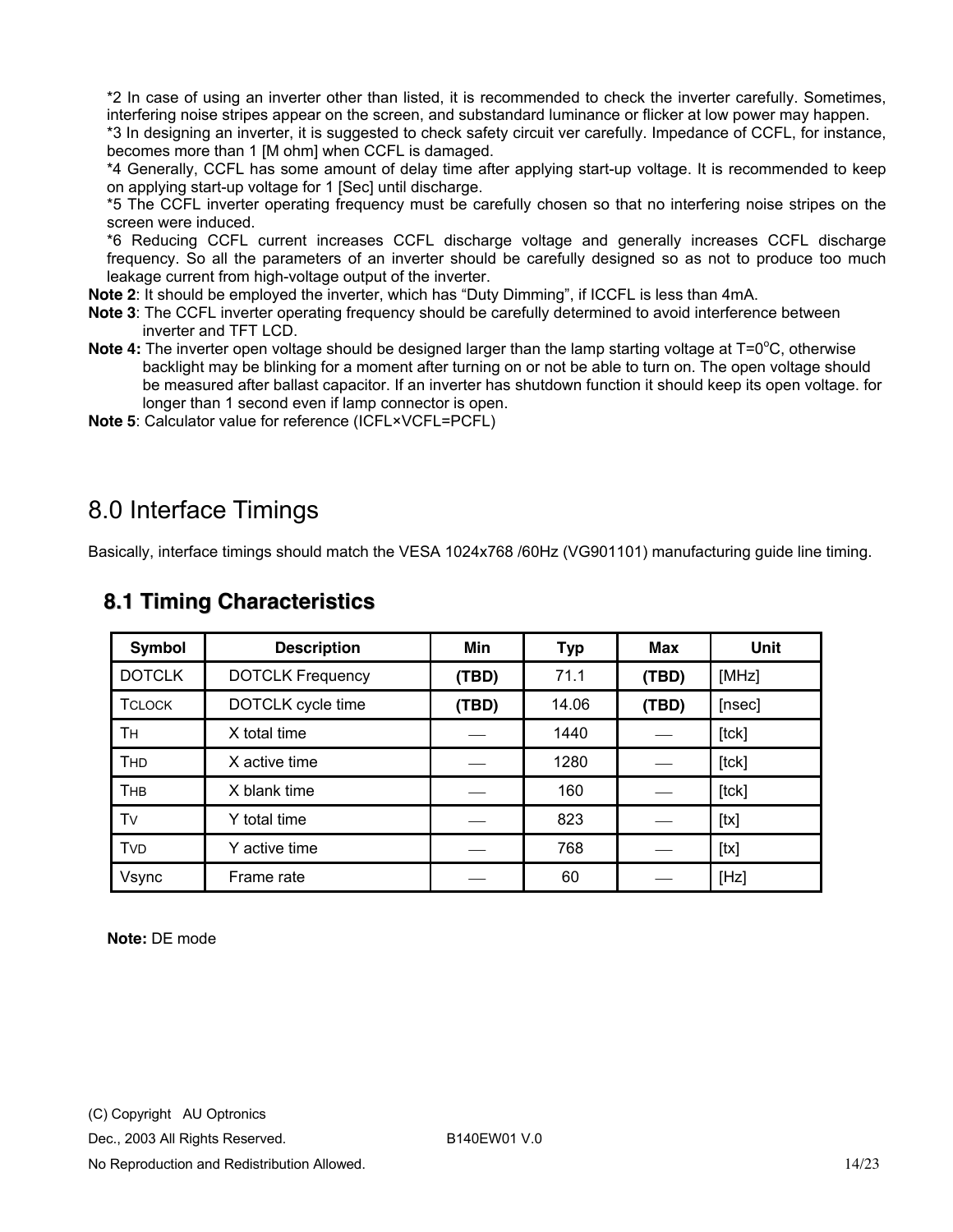*2 In case of using an inverter other than listed, it is recommended to check the inverter carefully. Sometimes, interfering noise stripes appear on the screen, and substandard luminance or flicker at low power may happen.

*3 In designing an inverter, it is suggested to check safety circuit ver carefully. Impedance of CCFL, for instance, becomes more than 1 [M ohm] when CCFL is damaged.

*4 Generally, CCFL has some amount of delay time after applying start-up voltage. It is recommended to keep on applying start-up voltage for 1 [Sec] until discharge.

*5 The CCFL inverter operating frequency must be carefully chosen so that no interfering noise stripes on the screen were induced.

*6 Reducing CCFL current increases CCFL discharge voltage and generally increases CCFL discharge frequency. So all the parameters of an inverter should be carefully designed so as not to produce too much leakage current from high-voltage output of the inverter.

**Note 2**: It should be employed the inverter, which has "Duty Dimming", if ICCFL is less than 4mA.

**Note 3**: The CCFL inverter operating frequency should be carefully determined to avoid interference between inverter and TFT LCD.

**Note 4:** The inverter open voltage should be designed larger than the lamp starting voltage at T=0°C, otherwise backlight may be blinking for a moment after turning on or not be able to turn on. The open voltage should be measured after ballast capacitor. If an inverter has shutdown function it should keep its open voltage. for longer than 1 second even if lamp connector is open.

**Note 5**: Calculator value for reference (ICFL×VCFL=PCFL)

# 8.0 Interface Timings

Basically, interface timings should match the VESA 1024x768 /60Hz (VG901101) manufacturing guide line timing.

## 8.1 Timing Characteristics

| Symbol | Description | Min | Typ | Max | Unit |
|---|---|---|---|---|---|
| DOTCLK | DOTCLK Frequency | **(TBD)** | 71.1 | **(TBD)** | [MHz] |
| TCLOCK | DOTCLK cycle time | **(TBD)** | 14.06 | **(TBD)** | [nsec] |
| TH | X total time | — | 1440 | — | [tck] |
| THD | X active time | — | 1280 | — | [tck] |
| THB | X blank time | — | 160 | — | [tck] |
| TV | Y total time | — | 823 | — | [tx] |
| TVD | Y active time | — | 768 | — | [tx] |
| Vsync | Frame rate | — | 60 | — | [Hz] |

**Note:** DE mode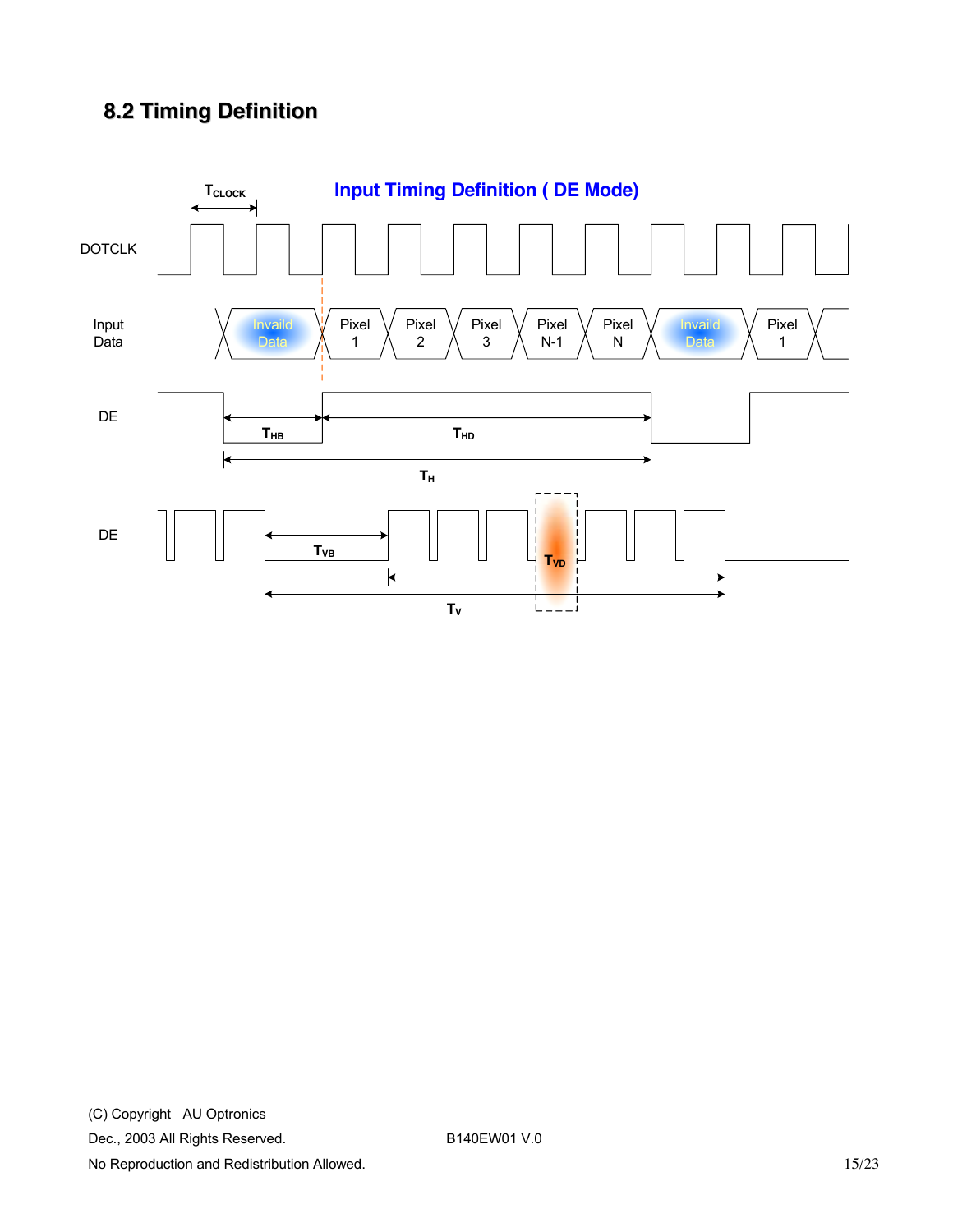## 8.2 Timing Definition

**Input Timing Definition ( DE Mode)**

DOTCLK

Input Data

Invaild Data | Pixel 1 | Pixel 2 | Pixel 3 | Pixel N-1 | Pixel N | Invaild Data | Pixel 1

$T_{CLOCK}$

DE

$T_{HB}$ $T_{HD}$

$T_{H}$

DE

$T_{VB}$ $T_{VD}$

$T_{V}$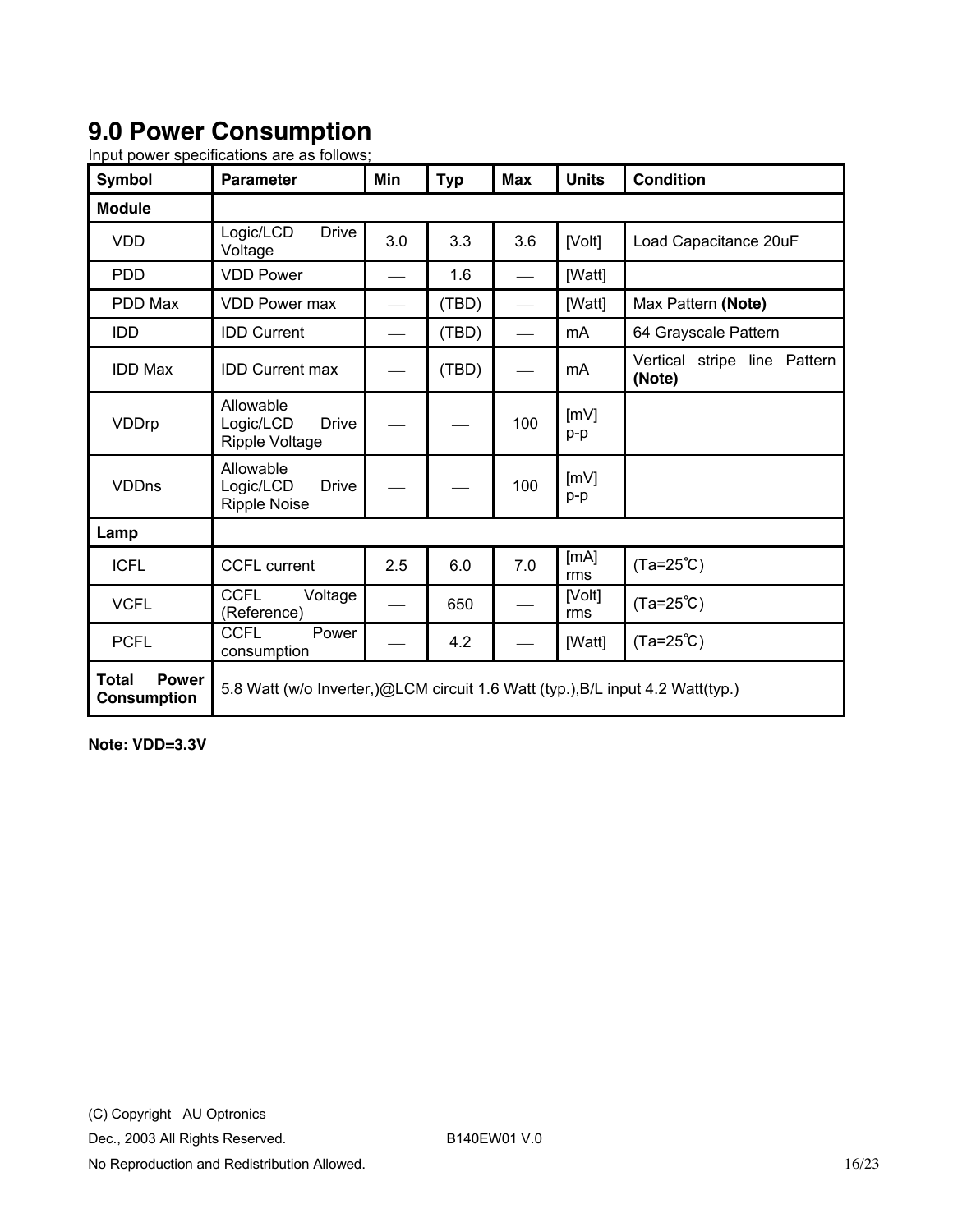# 9.0 Power Consumption

Input power specifications are as follows;

| Symbol | Parameter | Min | Typ | Max | Units | Condition |
|---|---|---|---|---|---|---|
| **Module** | | | | | | |
| VDD | Logic/LCD Drive Voltage | 3.0 | 3.3 | 3.6 | [Volt] | Load Capacitance 20uF |
| PDD | VDD Power | — | 1.6 | — | [Watt] | |
| PDD Max | VDD Power max | — | (TBD) | — | [Watt] | Max Pattern **(Note)** |
| IDD | IDD Current | — | (TBD) | — | mA | 64 Grayscale Pattern |
| IDD Max | IDD Current max | — | (TBD) | — | mA | Vertical stripe line Pattern **(Note)** |
| VDDrp | Allowable Logic/LCD Drive Ripple Voltage | — | — | 100 | [mV] p-p | |
| VDDns | Allowable Logic/LCD Drive Ripple Noise | — | — | 100 | [mV] p-p | |
| **Lamp** | | | | | | |
| ICFL | CCFL current | 2.5 | 6.0 | 7.0 | [mA] rms | (Ta=25℃) |
| VCFL | CCFL Voltage (Reference) | — | 650 | — | [Volt] rms | (Ta=25℃) |
| PCFL | CCFL Power consumption | — | 4.2 | — | [Watt] | (Ta=25℃) |
| **Total Power Consumption** | 5.8 Watt (w/o Inverter,)@LCM circuit 1.6 Watt (typ.),B/L input 4.2 Watt(typ.) | | | | | |

**Note: VDD=3.3V**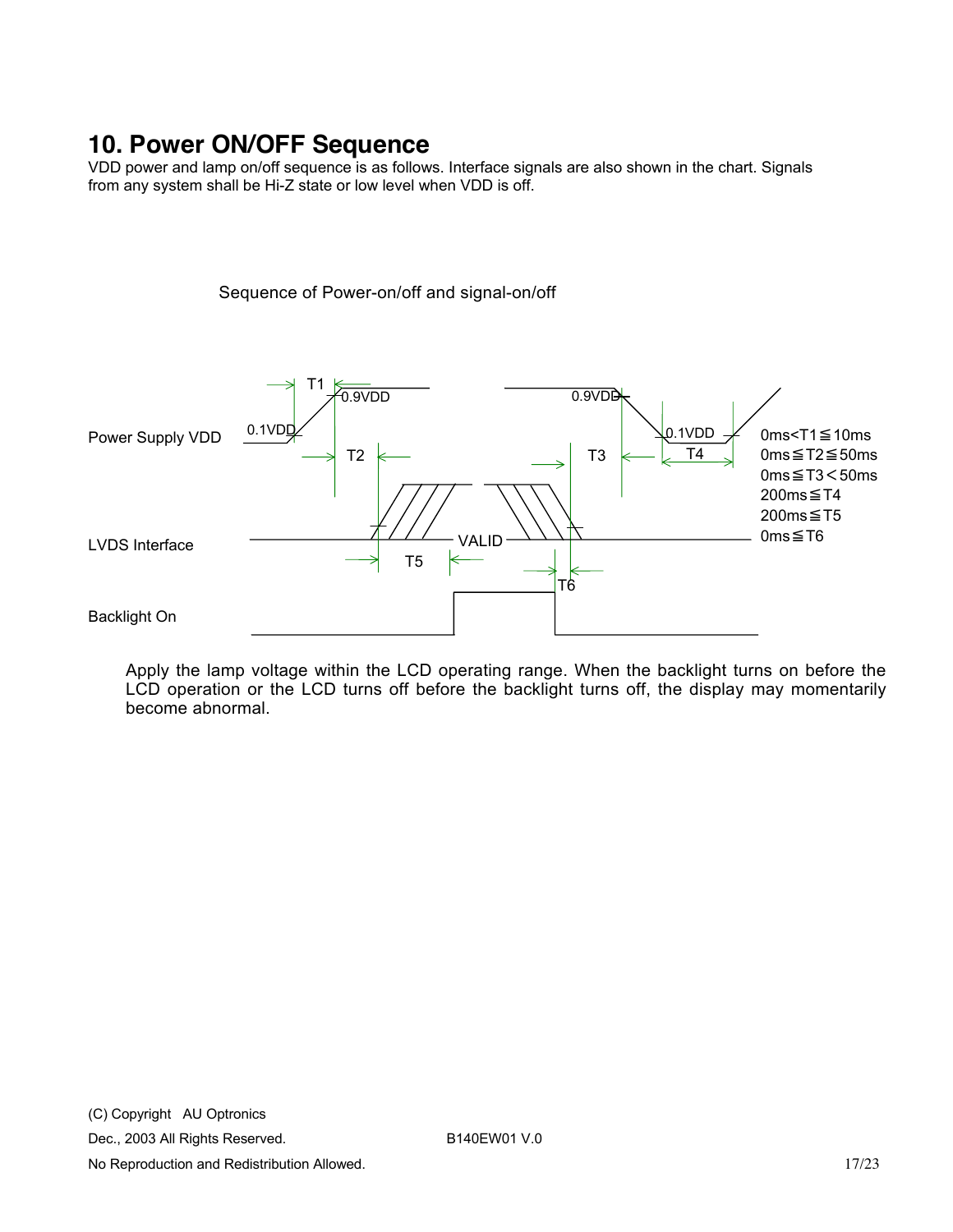# 10. Power ON/OFF Sequence

VDD power and lamp on/off sequence is as follows. Interface signals are also shown in the chart. Signals from any system shall be Hi-Z state or low level when VDD is off.

Sequence of Power-on/off and signal-on/off

Power Supply VDD

LVDS Interface

Backlight On

0.1VDD 0.9VDD T1 T2 T3 T4 T5 T6 VALID

0ms<T1≦10ms
0ms≦T2≦50ms
0ms≦T3＜50ms
200ms≦T4
200ms≦T5
0ms≦T6

Apply the lamp voltage within the LCD operating range. When the backlight turns on before the LCD operation or the LCD turns off before the backlight turns off, the display may momentarily become abnormal.

(C) Copyright AU Optronics
Dec., 2003 All Rights Reserved. B140EW01 V.0
No Reproduction and Redistribution Allowed.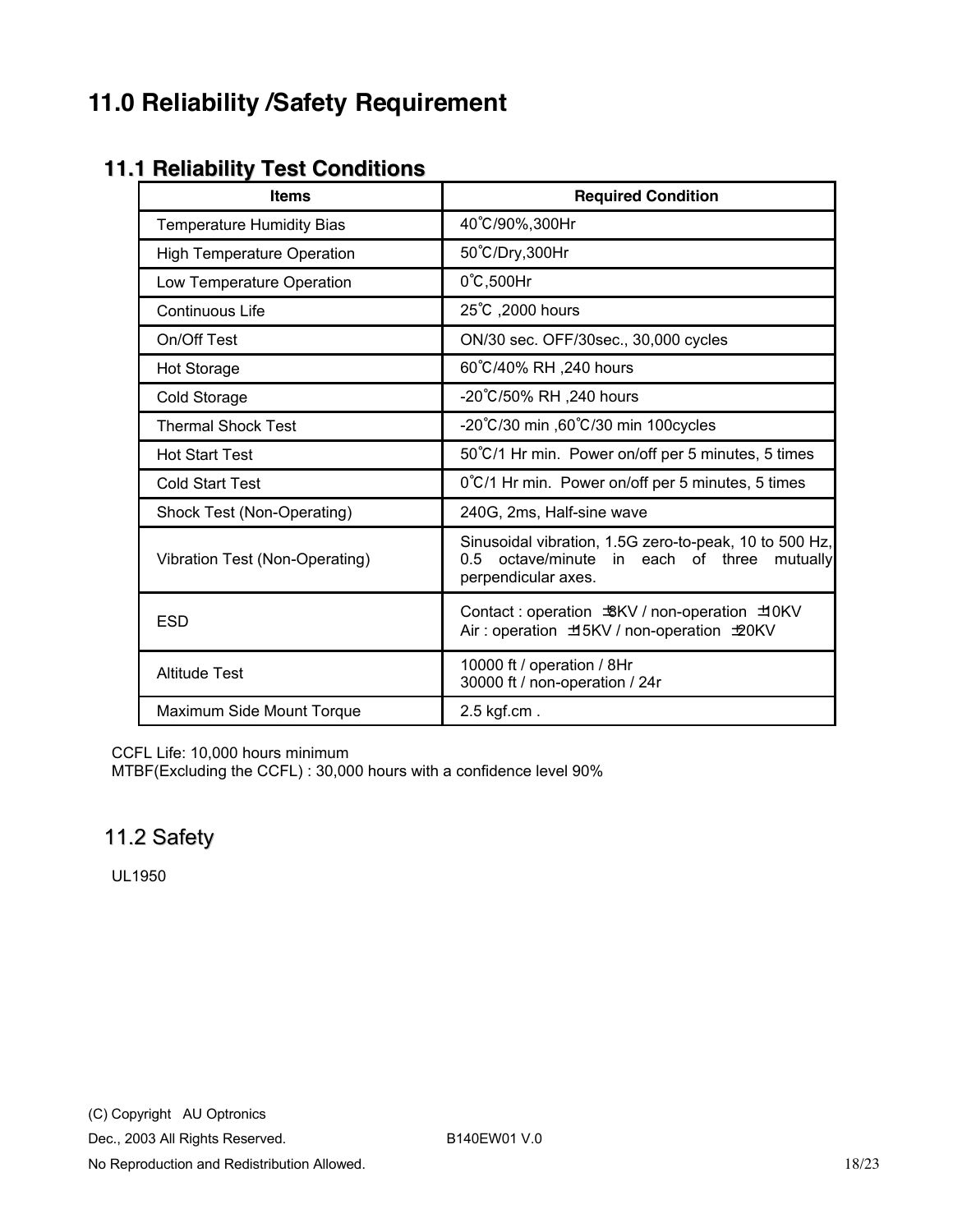# 11.0 Reliability /Safety Requirement

## 11.1 Reliability Test Conditions

| Items | Required Condition |
|---|---|
| Temperature Humidity Bias | 40℃/90%,300Hr |
| High Temperature Operation | 50℃/Dry,300Hr |
| Low Temperature Operation | 0℃,500Hr |
| Continuous Life | 25℃ ,2000 hours |
| On/Off Test | ON/30 sec. OFF/30sec., 30,000 cycles |
| Hot Storage | 60℃/40% RH ,240 hours |
| Cold Storage | -20℃/50% RH ,240 hours |
| Thermal Shock Test | -20℃/30 min ,60℃/30 min 100cycles |
| Hot Start Test | 50℃/1 Hr min. Power on/off per 5 minutes, 5 times |
| Cold Start Test | 0℃/1 Hr min. Power on/off per 5 minutes, 5 times |
| Shock Test (Non-Operating) | 240G, 2ms, Half-sine wave |
| Vibration Test (Non-Operating) | Sinusoidal vibration, 1.5G zero-to-peak, 10 to 500 Hz, 0.5 octave/minute in each of three mutually perpendicular axes. |
| ESD | Contact : operation ±8KV / non-operation ±10KV<br>Air : operation ±15KV / non-operation ±20KV |
| Altitude Test | 10000 ft / operation / 8Hr<br>30000 ft / non-operation / 24r |
| Maximum Side Mount Torque | 2.5 kgf.cm . |

CCFL Life: 10,000 hours minimum
MTBF(Excluding the CCFL) : 30,000 hours with a confidence level 90%

## 11.2 Safety

UL1950

(C) Copyright AU Optronics
Dec., 2003 All Rights Reserved. B140EW01 V.0
No Reproduction and Redistribution Allowed.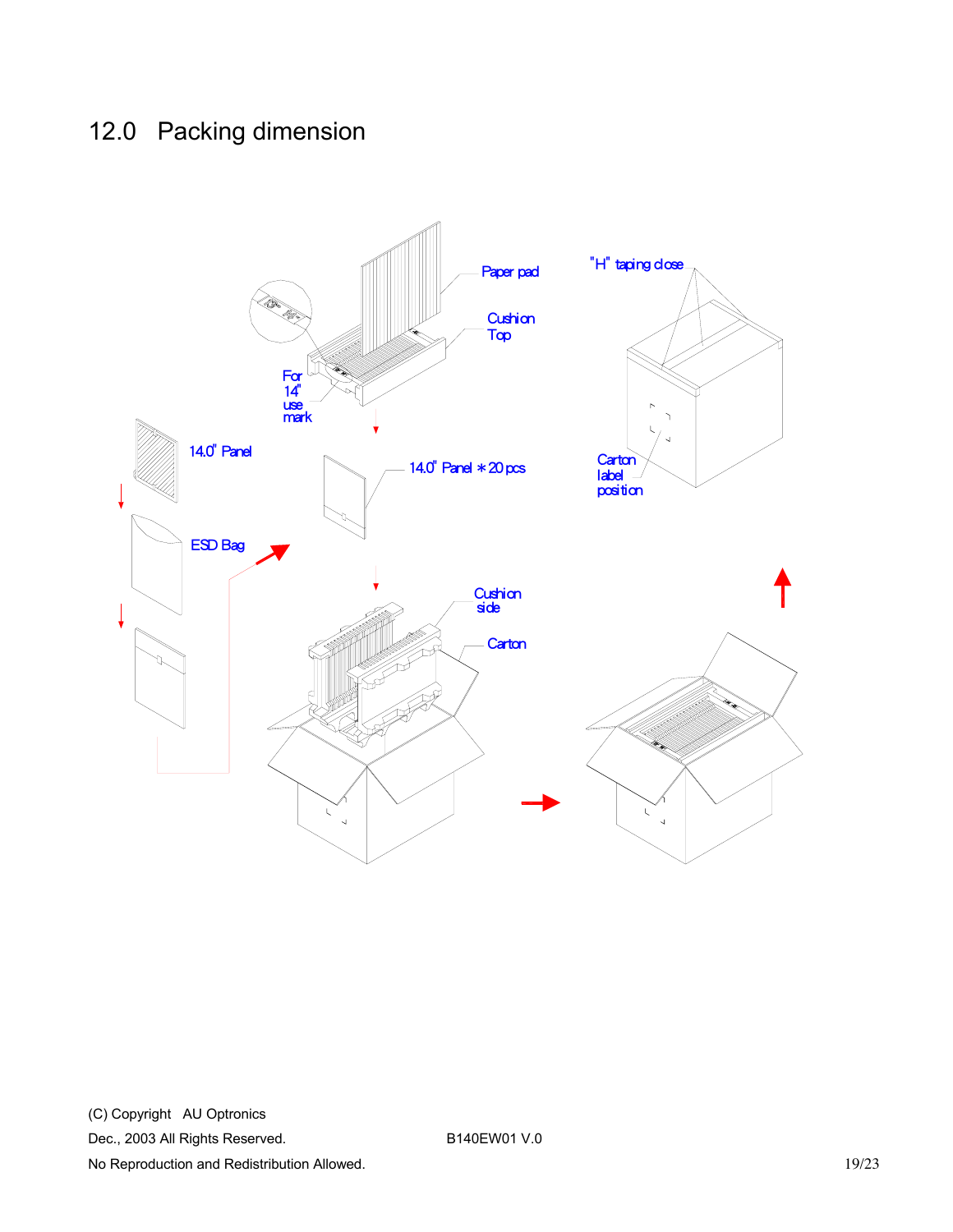# 12.0 Packing dimension

Paper pad

Cushion Top

For 14" use mark

"H" taping close

14.0" Panel

14.0" Panel *20 pcs

Carton label position

ESD Bag

Cushion side

Carton

(C) Copyright AU Optronics
Dec., 2003 All Rights Reserved.
No Reproduction and Redistribution Allowed.

B140EW01 V.0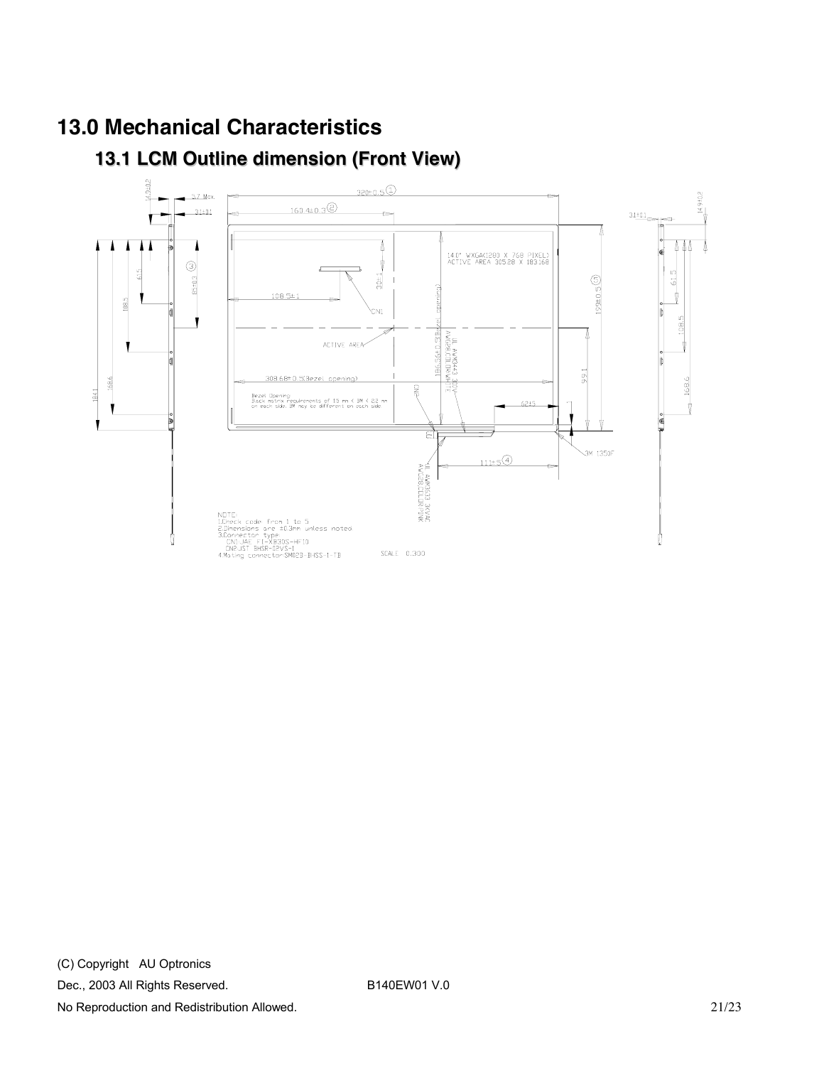# 13.0 Mechanical Characteristics

## 13.1 LCM Outline dimension (Front View)

NOTE:
1.Check code from 1 to 5
2.Dimensions are ±0.3mm unless noted
3.Connector type
  CN1:JAE FI-XB30S-HF10
  CN2:JST BHSR-02VS-1
4.Mating connector:SM02B-BHSS-1-TB

SCALE 0.300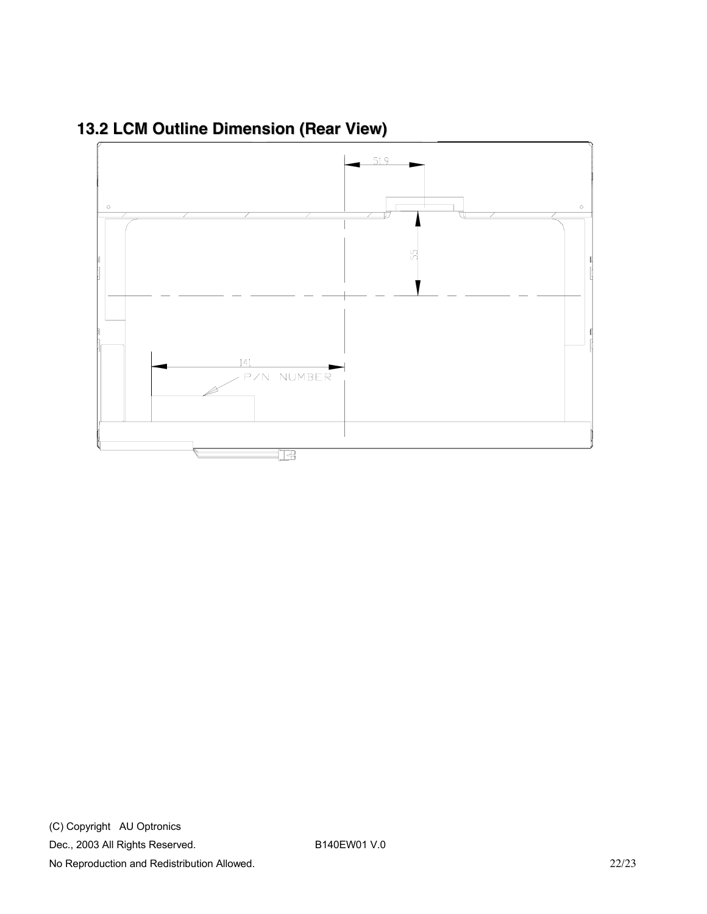## 13.2 LCM Outline Dimension (Rear View)

51.9

55

141

P/N NUMBER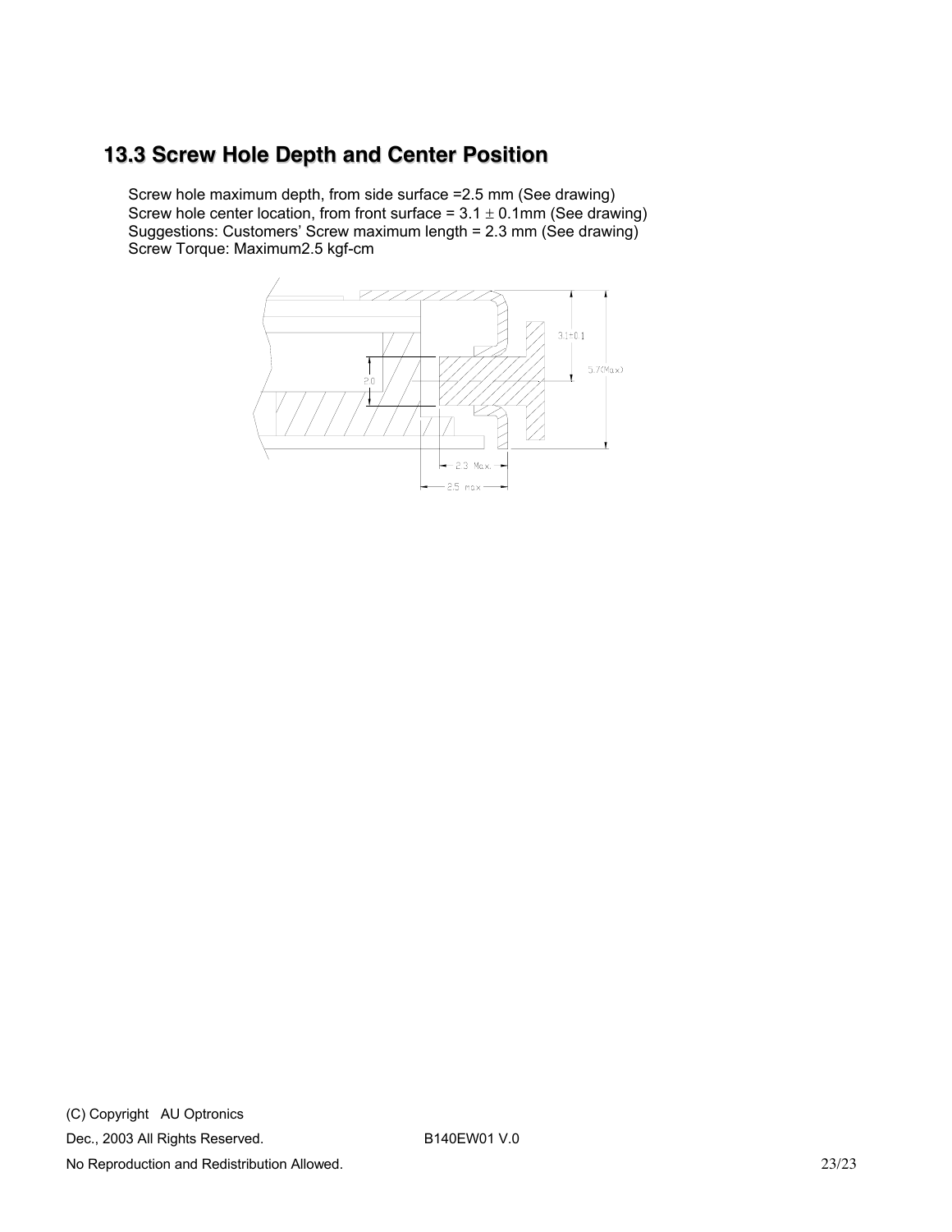## 13.3 Screw Hole Depth and Center Position

Screw hole maximum depth, from side surface =2.5 mm (See drawing)
Screw hole center location, from front surface = 3.1 ± 0.1mm (See drawing)
Suggestions: Customers' Screw maximum length = 2.3 mm (See drawing)
Screw Torque: Maximum2.5 kgf-cm

3.1±0.1
5.7(Max)
2.0
2.3 Max.
2.5 max

(C) Copyright AU Optronics
Dec., 2003 All Rights Reserved. B140EW01 V.0
No Reproduction and Redistribution Allowed.